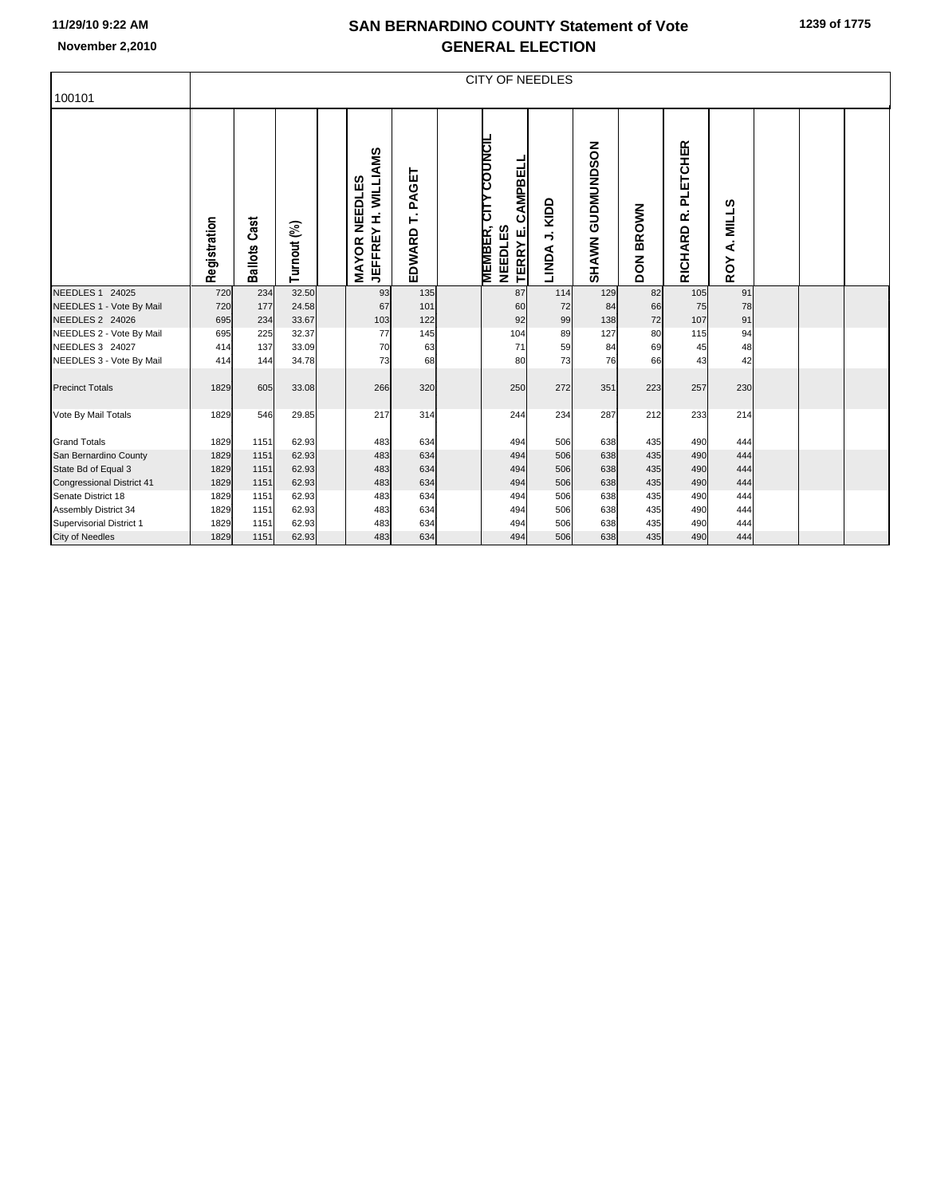# SAN BERNARDINO COUNTY Statement of Vote
## GENERAL ELECTION

November 2,2010

100101

| | CITY OF NEEDLES | | | | | | | | | | | | | | | | |
|---|---|---|---|---|---|---|---|---|---|---|---|---|---|---|---|---|---|
| | Registration | Ballots Cast | Turnout (%) | | MAYOR NEEDLES JEFFREY H. WILLIAMS | EDWARD T. PAGET | | MEMBER, CITY COUNCIL NEEDLES TERRY E. CAMPBELL | LINDA J. KIDD | SHAWN GUDMUNDSON | DON BROWN | RICHARD R. PLETCHER | ROY A. MILLS | | | |
| NEEDLES 1 24025 | 720 | 234 | 32.50 | | 93 | 135 | | 87 | 114 | 129 | 82 | 105 | 91 | | | |
| NEEDLES 1 - Vote By Mail | 720 | 177 | 24.58 | | 67 | 101 | | 60 | 72 | 84 | 66 | 75 | 78 | | | |
| NEEDLES 2 24026 | 695 | 234 | 33.67 | | 103 | 122 | | 92 | 99 | 138 | 72 | 107 | 91 | | | |
| NEEDLES 2 - Vote By Mail | 695 | 225 | 32.37 | | 77 | 145 | | 104 | 89 | 127 | 80 | 115 | 94 | | | |
| NEEDLES 3 24027 | 414 | 137 | 33.09 | | 70 | 63 | | 71 | 59 | 84 | 69 | 45 | 48 | | | |
| NEEDLES 3 - Vote By Mail | 414 | 144 | 34.78 | | 73 | 68 | | 80 | 73 | 76 | 66 | 43 | 42 | | | |
| Precinct Totals | 1829 | 605 | 33.08 | | 266 | 320 | | 250 | 272 | 351 | 223 | 257 | 230 | | | |
| Vote By Mail Totals | 1829 | 546 | 29.85 | | 217 | 314 | | 244 | 234 | 287 | 212 | 233 | 214 | | | |
| Grand Totals | 1829 | 1151 | 62.93 | | 483 | 634 | | 494 | 506 | 638 | 435 | 490 | 444 | | | |
| San Bernardino County | 1829 | 1151 | 62.93 | | 483 | 634 | | 494 | 506 | 638 | 435 | 490 | 444 | | | |
| State Bd of Equal 3 | 1829 | 1151 | 62.93 | | 483 | 634 | | 494 | 506 | 638 | 435 | 490 | 444 | | | |
| Congressional District 41 | 1829 | 1151 | 62.93 | | 483 | 634 | | 494 | 506 | 638 | 435 | 490 | 444 | | | |
| Senate District 18 | 1829 | 1151 | 62.93 | | 483 | 634 | | 494 | 506 | 638 | 435 | 490 | 444 | | | |
| Assembly District 34 | 1829 | 1151 | 62.93 | | 483 | 634 | | 494 | 506 | 638 | 435 | 490 | 444 | | | |
| Supervisorial District 1 | 1829 | 1151 | 62.93 | | 483 | 634 | | 494 | 506 | 638 | 435 | 490 | 444 | | | |
| City of Needles | 1829 | 1151 | 62.93 | | 483 | 634 | | 494 | 506 | 638 | 435 | 490 | 444 | | | |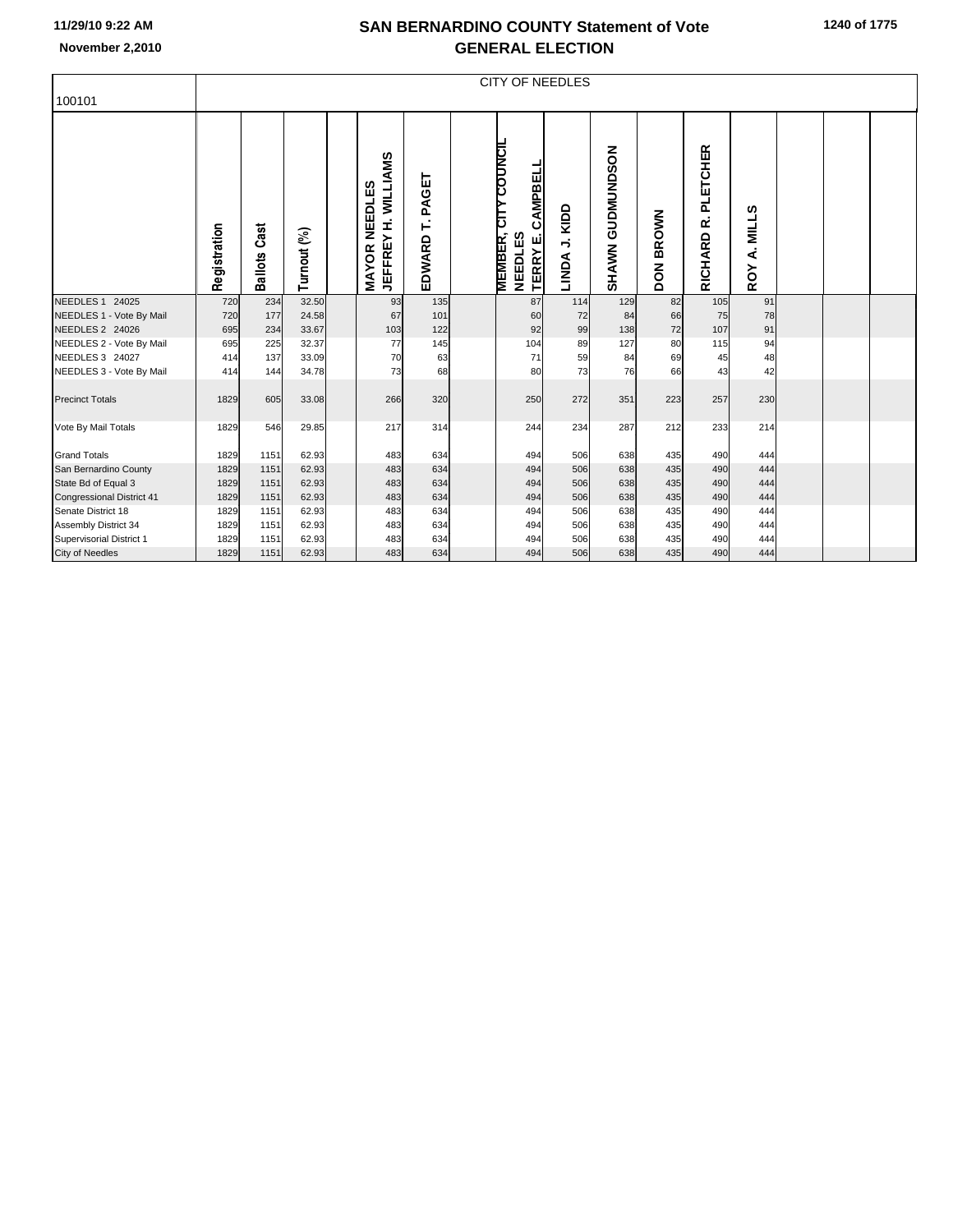# SAN BERNARDINO COUNTY Statement of Vote
## GENERAL ELECTION

11/29/10 9:22 AM
November 2,2010

| 100101 | CITY OF NEEDLES | | | | | | | | | | | | | | | |
|---|---|---|---|---|---|---|---|---|---|---|---|---|---|---|---|---|
| | Registration | Ballots Cast | Turnout (%) | | MAYOR NEEDLES JEFFREY H. WILLIAMS | EDWARD T. PAGET | | MEMBER, CITY COUNCIL NEEDLES TERRY E. CAMPBELL | LINDA J. KIDD | SHAWN GUDMUNDSON | DON BROWN | RICHARD R. PLETCHER | ROY A. MILLS | | | |
| NEEDLES 1 24025 | 720 | 234 | 32.50 | | 93 | 135 | | 87 | 114 | 129 | 82 | 105 | 91 | | | |
| NEEDLES 1 - Vote By Mail | 720 | 177 | 24.58 | | 67 | 101 | | 60 | 72 | 84 | 66 | 75 | 78 | | | |
| NEEDLES 2 24026 | 695 | 234 | 33.67 | | 103 | 122 | | 92 | 99 | 138 | 72 | 107 | 91 | | | |
| NEEDLES 2 - Vote By Mail | 695 | 225 | 32.37 | | 77 | 145 | | 104 | 89 | 127 | 80 | 115 | 94 | | | |
| NEEDLES 3 24027 | 414 | 137 | 33.09 | | 70 | 63 | | 71 | 59 | 84 | 69 | 45 | 48 | | | |
| NEEDLES 3 - Vote By Mail | 414 | 144 | 34.78 | | 73 | 68 | | 80 | 73 | 76 | 66 | 43 | 42 | | | |
| Precinct Totals | 1829 | 605 | 33.08 | | 266 | 320 | | 250 | 272 | 351 | 223 | 257 | 230 | | | |
| Vote By Mail Totals | 1829 | 546 | 29.85 | | 217 | 314 | | 244 | 234 | 287 | 212 | 233 | 214 | | | |
| Grand Totals | 1829 | 1151 | 62.93 | | 483 | 634 | | 494 | 506 | 638 | 435 | 490 | 444 | | | |
| San Bernardino County | 1829 | 1151 | 62.93 | | 483 | 634 | | 494 | 506 | 638 | 435 | 490 | 444 | | | |
| State Bd of Equal 3 | 1829 | 1151 | 62.93 | | 483 | 634 | | 494 | 506 | 638 | 435 | 490 | 444 | | | |
| Congressional District 41 | 1829 | 1151 | 62.93 | | 483 | 634 | | 494 | 506 | 638 | 435 | 490 | 444 | | | |
| Senate District 18 | 1829 | 1151 | 62.93 | | 483 | 634 | | 494 | 506 | 638 | 435 | 490 | 444 | | | |
| Assembly District 34 | 1829 | 1151 | 62.93 | | 483 | 634 | | 494 | 506 | 638 | 435 | 490 | 444 | | | |
| Supervisorial District 1 | 1829 | 1151 | 62.93 | | 483 | 634 | | 494 | 506 | 638 | 435 | 490 | 444 | | | |
| City of Needles | 1829 | 1151 | 62.93 | | 483 | 634 | | 494 | 506 | 638 | 435 | 490 | 444 | | | |